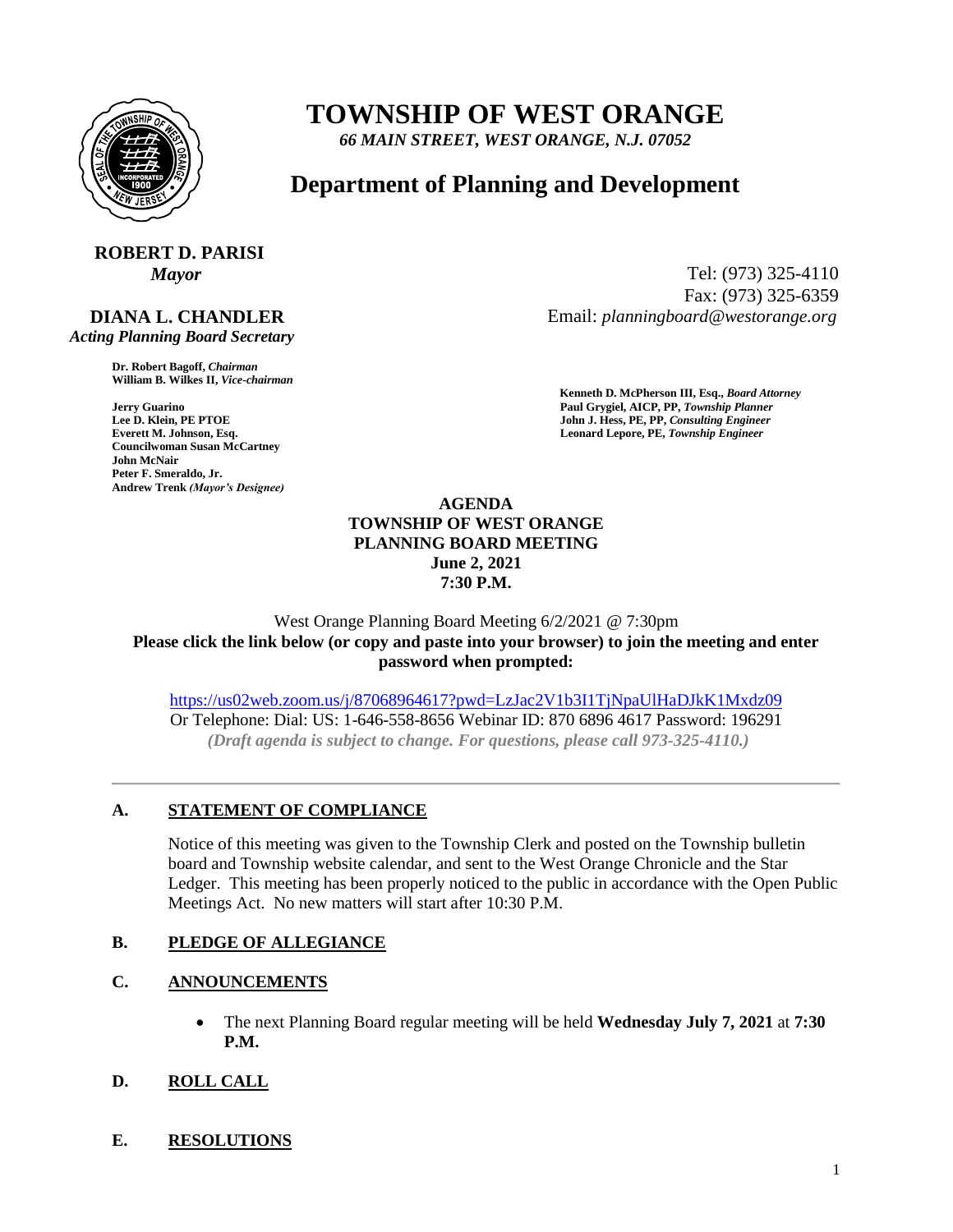# TOWNSHIP OF WEST ORANGE

*66 MAIN STREET, WEST ORANGE, N.J. 07052*

## Department of Planning and Development

**ROBERT D. PARISI**
*Mayor*

**DIANA L. CHANDLER**
*Acting Planning Board Secretary*

Tel: (973) 325-4110
Fax: (973) 325-6359
Email: *planningboard@westorange.org*

**Dr. Robert Bagoff,** ***Chairman***
**William B. Wilkes II,** ***Vice-chairman***

**Jerry Guarino**
**Lee D. Klein, PE PTOE**
**Everett M. Johnson, Esq.**
**Councilwoman Susan McCartney**
**John McNair**
**Peter F. Smeraldo, Jr.**
**Andrew Trenk** ***(Mayor's Designee)***

**Kenneth D. McPherson III, Esq.,** ***Board Attorney***
**Paul Grygiel, AICP, PP,** ***Township Planner***
**John J. Hess, PE, PP,** ***Consulting Engineer***
**Leonard Lepore, PE,** ***Township Engineer***

**AGENDA**
**TOWNSHIP OF WEST ORANGE**
**PLANNING BOARD MEETING**
**June 2, 2021**
**7:30 P.M.**

West Orange Planning Board Meeting 6/2/2021 @ 7:30pm
**Please click the link below (or copy and paste into your browser) to join the meeting and enter password when prompted:**

https://us02web.zoom.us/j/87068964617?pwd=LzJac2V1b3I1TjNpaUlHaDJkK1Mxdz09
Or Telephone: Dial: US: 1-646-558-8656 Webinar ID: 870 6896 4617 Password: 196291
***(Draft agenda is subject to change. For questions, please call 973-325-4110.)***

---

**A. STATEMENT OF COMPLIANCE**

Notice of this meeting was given to the Township Clerk and posted on the Township bulletin board and Township website calendar, and sent to the West Orange Chronicle and the Star Ledger. This meeting has been properly noticed to the public in accordance with the Open Public Meetings Act. No new matters will start after 10:30 P.M.

**B. PLEDGE OF ALLEGIANCE**

**C. ANNOUNCEMENTS**

- The next Planning Board regular meeting will be held **Wednesday July 7, 2021** at **7:30 P.M.**

**D. ROLL CALL**

**E. RESOLUTIONS**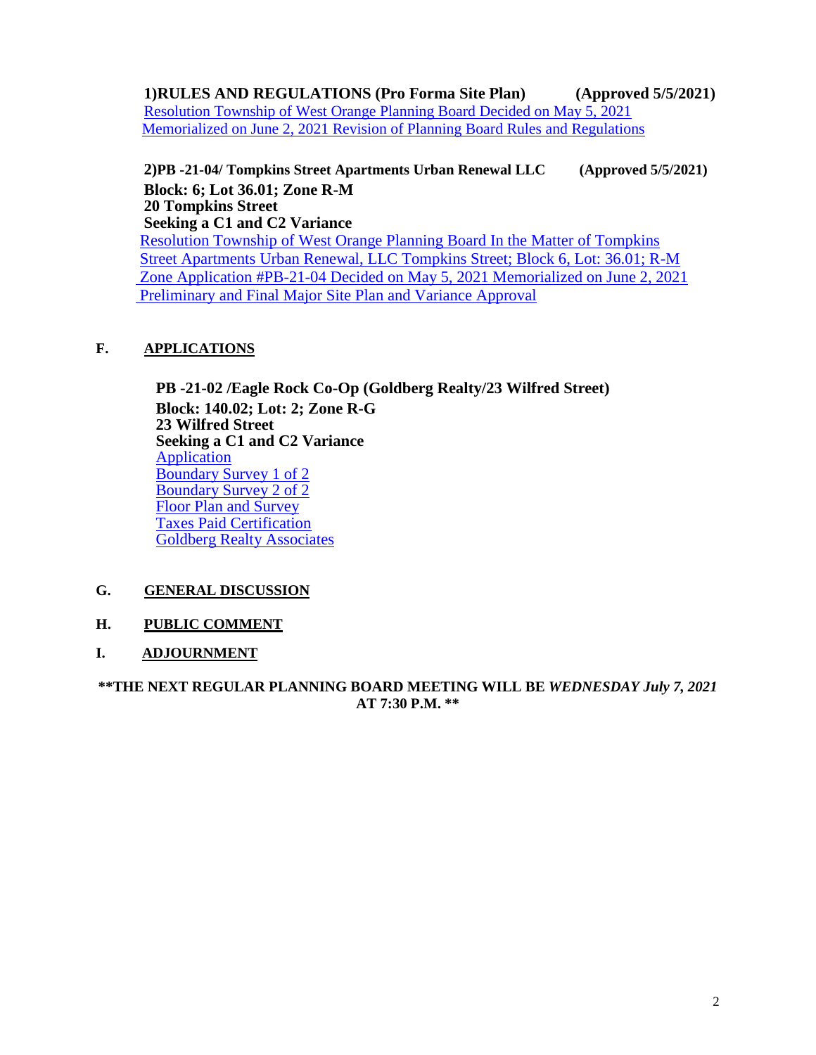**1)RULES AND REGULATIONS (Pro Forma Site Plan) (Approved 5/5/2021)**
Resolution Township of West Orange Planning Board Decided on May 5, 2021 Memorialized on June 2, 2021 Revision of Planning Board Rules and Regulations

**2)PB -21-04/ Tompkins Street Apartments Urban Renewal LLC (Approved 5/5/2021)**
**Block: 6; Lot 36.01; Zone R-M**
**20 Tompkins Street**
**Seeking a C1 and C2 Variance**
Resolution Township of West Orange Planning Board In the Matter of Tompkins Street Apartments Urban Renewal, LLC Tompkins Street; Block 6, Lot: 36.01; R-M Zone Application #PB-21-04 Decided on May 5, 2021 Memorialized on June 2, 2021 Preliminary and Final Major Site Plan and Variance Approval

## F. APPLICATIONS

**PB -21-02 /Eagle Rock Co-Op (Goldberg Realty/23 Wilfred Street)**
**Block: 140.02; Lot: 2; Zone R-G**
**23 Wilfred Street**
**Seeking a C1 and C2 Variance**
Application
Boundary Survey 1 of 2
Boundary Survey 2 of 2
Floor Plan and Survey
Taxes Paid Certification
Goldberg Realty Associates

## G. GENERAL DISCUSSION

## H. PUBLIC COMMENT

## I. ADJOURNMENT

**\*\*THE NEXT REGULAR PLANNING BOARD MEETING WILL BE *WEDNESDAY July 7, 2021* AT 7:30 P.M. \*\***